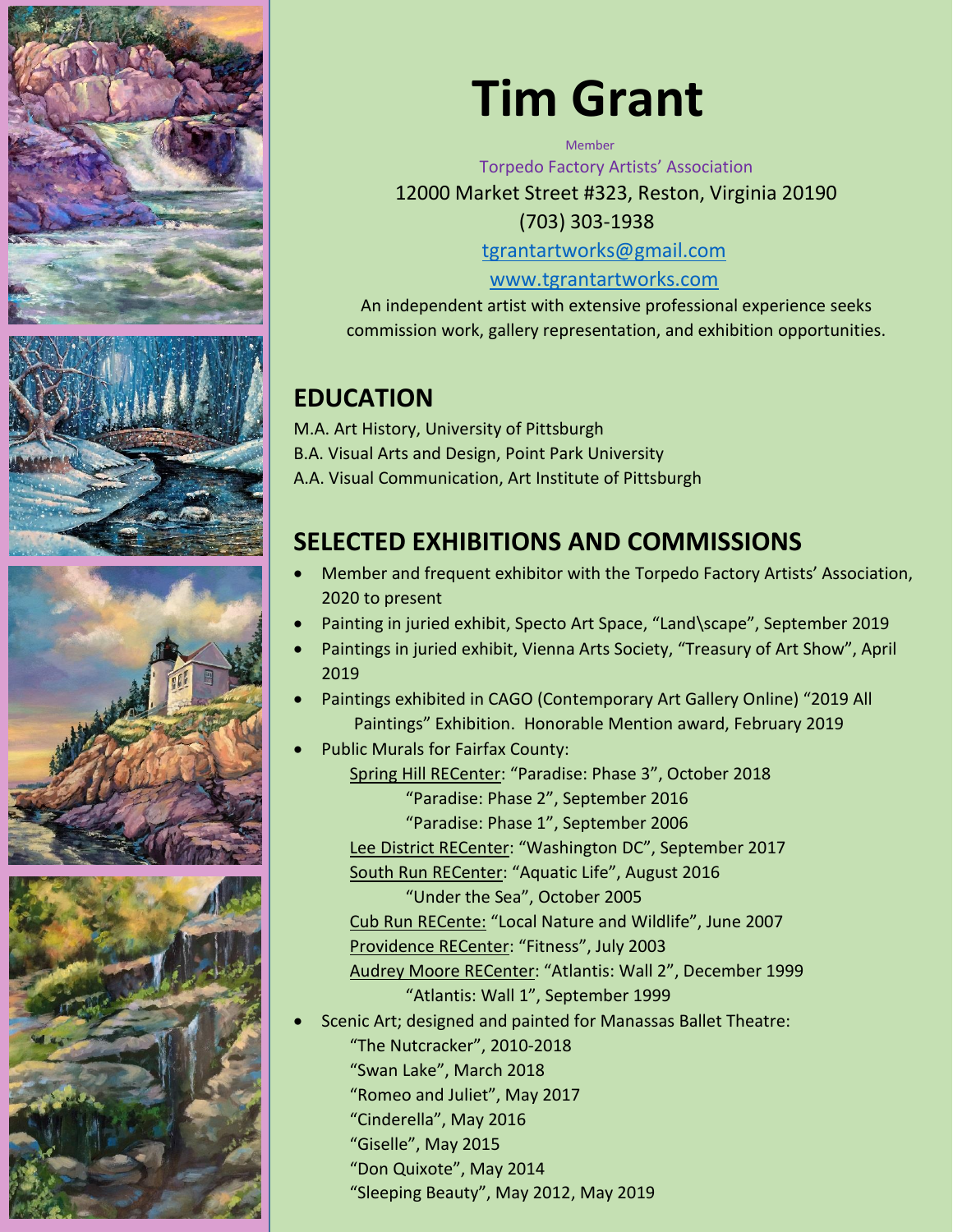# Tim Grant

Member

Torpedo Factory Artists' Association

12000 Market Street #323, Reston, Virginia 20190

(703) 303-1938

tgrantartworks@gmail.com

www.tgrantartworks.com

An independent artist with extensive professional experience seeks commission work, gallery representation, and exhibition opportunities.

## EDUCATION

M.A. Art History, University of Pittsburgh

B.A. Visual Arts and Design, Point Park University

A.A. Visual Communication, Art Institute of Pittsburgh

## SELECTED EXHIBITIONS AND COMMISSIONS

- Member and frequent exhibitor with the Torpedo Factory Artists' Association, 2020 to present
- Painting in juried exhibit, Specto Art Space, "Land\scape", September 2019
- Paintings in juried exhibit, Vienna Arts Society, "Treasury of Art Show", April 2019
- Paintings exhibited in CAGO (Contemporary Art Gallery Online) "2019 All Paintings" Exhibition. Honorable Mention award, February 2019
- Public Murals for Fairfax County:
  - Spring Hill RECenter: "Paradise: Phase 3", October 2018
    - "Paradise: Phase 2", September 2016
    - "Paradise: Phase 1", September 2006
  - Lee District RECenter: "Washington DC", September 2017
  - South Run RECenter: "Aquatic Life", August 2016
    - "Under the Sea", October 2005
  - Cub Run RECente: "Local Nature and Wildlife", June 2007
  - Providence RECenter: "Fitness", July 2003
  - Audrey Moore RECenter: "Atlantis: Wall 2", December 1999
    - "Atlantis: Wall 1", September 1999
- Scenic Art; designed and painted for Manassas Ballet Theatre:
  - "The Nutcracker", 2010-2018
  - "Swan Lake", March 2018
  - "Romeo and Juliet", May 2017
  - "Cinderella", May 2016
  - "Giselle", May 2015
  - "Don Quixote", May 2014
  - "Sleeping Beauty", May 2012, May 2019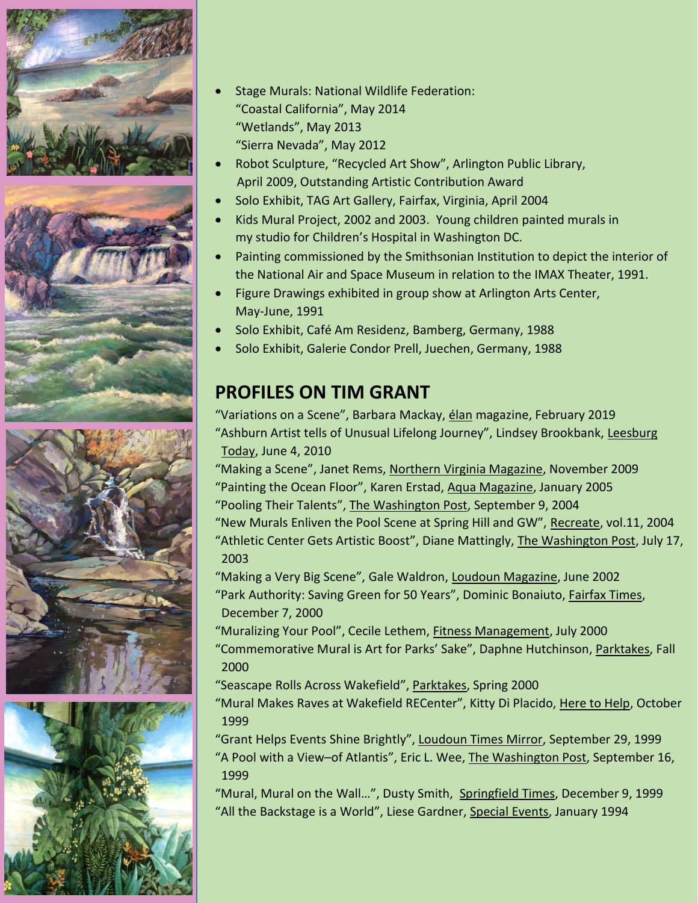- Stage Murals: National Wildlife Federation:
  "Coastal California", May 2014
  "Wetlands", May 2013
  "Sierra Nevada", May 2012
- Robot Sculpture, "Recycled Art Show", Arlington Public Library, April 2009, Outstanding Artistic Contribution Award
- Solo Exhibit, TAG Art Gallery, Fairfax, Virginia, April 2004
- Kids Mural Project, 2002 and 2003. Young children painted murals in my studio for Children's Hospital in Washington DC.
- Painting commissioned by the Smithsonian Institution to depict the interior of the National Air and Space Museum in relation to the IMAX Theater, 1991.
- Figure Drawings exhibited in group show at Arlington Arts Center, May-June, 1991
- Solo Exhibit, Café Am Residenz, Bamberg, Germany, 1988
- Solo Exhibit, Galerie Condor Prell, Juechen, Germany, 1988

## PROFILES ON TIM GRANT

"Variations on a Scene", Barbara Mackay, élan magazine, February 2019

"Ashburn Artist tells of Unusual Lifelong Journey", Lindsey Brookbank, Leesburg Today, June 4, 2010

"Making a Scene", Janet Rems, Northern Virginia Magazine, November 2009

"Painting the Ocean Floor", Karen Erstad, Aqua Magazine, January 2005

"Pooling Their Talents", The Washington Post, September 9, 2004

"New Murals Enliven the Pool Scene at Spring Hill and GW", Recreate, vol.11, 2004

"Athletic Center Gets Artistic Boost", Diane Mattingly, The Washington Post, July 17, 2003

"Making a Very Big Scene", Gale Waldron, Loudoun Magazine, June 2002

"Park Authority: Saving Green for 50 Years", Dominic Bonaiuto, Fairfax Times, December 7, 2000

"Muralizing Your Pool", Cecile Lethem, Fitness Management, July 2000

"Commemorative Mural is Art for Parks' Sake", Daphne Hutchinson, Parktakes, Fall 2000

"Seascape Rolls Across Wakefield", Parktakes, Spring 2000

"Mural Makes Raves at Wakefield RECenter", Kitty Di Placido, Here to Help, October 1999

"Grant Helps Events Shine Brightly", Loudoun Times Mirror, September 29, 1999

"A Pool with a View–of Atlantis", Eric L. Wee, The Washington Post, September 16, 1999

"Mural, Mural on the Wall…", Dusty Smith, Springfield Times, December 9, 1999

"All the Backstage is a World", Liese Gardner, Special Events, January 1994